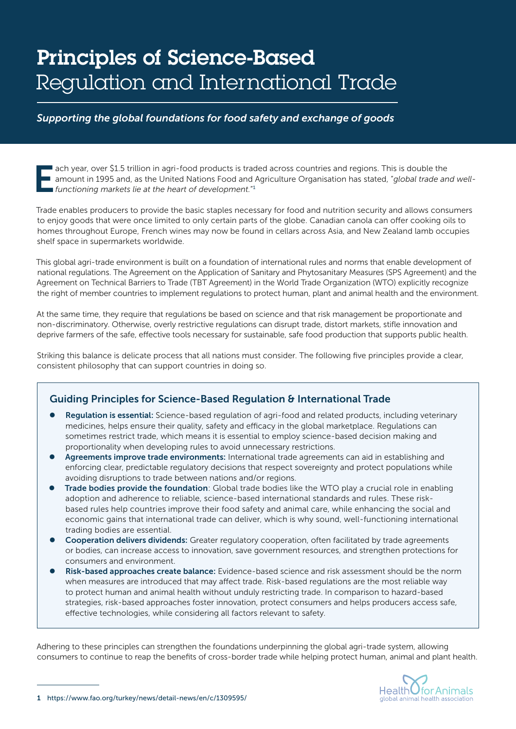# Principles of Science-Based Regulation and International Trade

*Supporting the global foundations for food safety and exchange of goods*

Each year, over $1.5 trillion in agri-food products is traded across countries and regions. This is double the amount in 1995 and, as the United Nations Food and Agriculture Organisation has stated, *"global trade and well-functioning markets lie at the heart of development."*[1]

Trade enables producers to provide the basic staples necessary for food and nutrition security and allows consumers to enjoy goods that were once limited to only certain parts of the globe. Canadian canola can offer cooking oils to homes throughout Europe, French wines may now be found in cellars across Asia, and New Zealand lamb occupies shelf space in supermarkets worldwide.

This global agri-trade environment is built on a foundation of international rules and norms that enable development of national regulations. The Agreement on the Application of Sanitary and Phytosanitary Measures (SPS Agreement) and the Agreement on Technical Barriers to Trade (TBT Agreement) in the World Trade Organization (WTO) explicitly recognize the right of member countries to implement regulations to protect human, plant and animal health and the environment.

At the same time, they require that regulations be based on science and that risk management be proportionate and non-discriminatory. Otherwise, overly restrictive regulations can disrupt trade, distort markets, stifle innovation and deprive farmers of the safe, effective tools necessary for sustainable, safe food production that supports public health.

Striking this balance is delicate process that all nations must consider. The following five principles provide a clear, consistent philosophy that can support countries in doing so.

## Guiding Principles for Science-Based Regulation & International Trade

- **Regulation is essential:** Science-based regulation of agri-food and related products, including veterinary medicines, helps ensure their quality, safety and efficacy in the global marketplace. Regulations can sometimes restrict trade, which means it is essential to employ science-based decision making and proportionality when developing rules to avoid unnecessary restrictions.
- **Agreements improve trade environments:** International trade agreements can aid in establishing and enforcing clear, predictable regulatory decisions that respect sovereignty and protect populations while avoiding disruptions to trade between nations and/or regions.
- **Trade bodies provide the foundation**: Global trade bodies like the WTO play a crucial role in enabling adoption and adherence to reliable, science-based international standards and rules. These risk-based rules help countries improve their food safety and animal care, while enhancing the social and economic gains that international trade can deliver, which is why sound, well-functioning international trading bodies are essential.
- **Cooperation delivers dividends:** Greater regulatory cooperation, often facilitated by trade agreements or bodies, can increase access to innovation, save government resources, and strengthen protections for consumers and environment.
- **Risk-based approaches create balance:** Evidence-based science and risk assessment should be the norm when measures are introduced that may affect trade. Risk-based regulations are the most reliable way to protect human and animal health without unduly restricting trade. In comparison to hazard-based strategies, risk-based approaches foster innovation, protect consumers and helps producers access safe, effective technologies, while considering all factors relevant to safety.

Adhering to these principles can strengthen the foundations underpinning the global agri-trade system, allowing consumers to continue to reap the benefits of cross-border trade while helping protect human, animal and plant health.

1 https://www.fao.org/turkey/news/detail-news/en/c/1309595/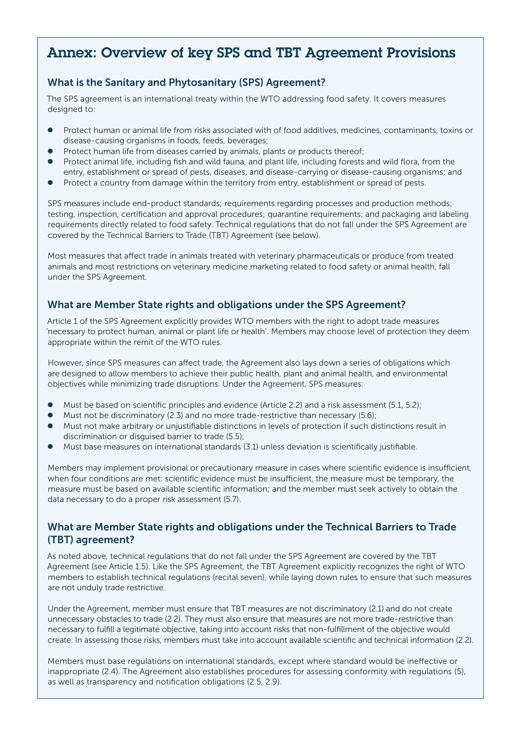# Annex: Overview of key SPS and TBT Agreement Provisions

## What is the Sanitary and Phytosanitary (SPS) Agreement?

The SPS agreement is an international treaty within the WTO addressing food safety. It covers measures designed to:

- Protect human or animal life from risks associated with of food additives, medicines, contaminants, toxins or disease-causing organisms in foods, feeds, beverages;
- Protect human life from diseases carried by animals, plants or products thereof;
- Protect animal life, including fish and wild fauna, and plant life, including forests and wild flora, from the entry, establishment or spread of pests, diseases, and disease-carrying or disease-causing organisms; and
- Protect a country from damage within the territory from entry, establishment or spread of pests.

SPS measures include end-product standards; requirements regarding processes and production methods; testing, inspection, certification and approval procedures; quarantine requirements; and packaging and labeling requirements directly related to food safety. Technical regulations that do not fall under the SPS Agreement are covered by the Technical Barriers to Trade (TBT) Agreement (see below).

Most measures that affect trade in animals treated with veterinary pharmaceuticals or produce from treated animals and most restrictions on veterinary medicine marketing related to food safety or animal health, fall under the SPS Agreement.

## What are Member State rights and obligations under the SPS Agreement?

Article 1 of the SPS Agreement explicitly provides WTO members with the right to adopt trade measures 'necessary to protect human, animal or plant life or health'. Members may choose level of protection they deem appropriate within the remit of the WTO rules.

However, since SPS measures can affect trade, the Agreement also lays down a series of obligations which are designed to allow members to achieve their public health, plant and animal health, and environmental objectives while minimizing trade disruptions. Under the Agreement, SPS measures:

- Must be based on scientific principles and evidence (Article 2.2) and a risk assessment (5.1, 5.2);
- Must not be discriminatory (2.3) and no more trade-restrictive than necessary (5.6);
- Must not make arbitrary or unjustifiable distinctions in levels of protection if such distinctions result in discrimination or disguised barrier to trade (5.5);
- Must base measures on international standards (3.1) unless deviation is scientifically justifiable.

Members may implement provisional or precautionary measure in cases where scientific evidence is insufficient, when four conditions are met: scientific evidence must be insufficient, the measure must be temporary, the measure must be based on available scientific information; and the member must seek actively to obtain the data necessary to do a proper risk assessment (5.7).

## What are Member State rights and obligations under the Technical Barriers to Trade (TBT) agreement?

As noted above, technical regulations that do not fall under the SPS Agreement are covered by the TBT Agreement (see Article 1.5). Like the SPS Agreement, the TBT Agreement explicitly recognizes the right of WTO members to establish technical regulations (recital seven), while laying down rules to ensure that such measures are not unduly trade restrictive.

Under the Agreement, member must ensure that TBT measures are not discriminatory (2.1) and do not create unnecessary obstacles to trade (2.2). They must also ensure that measures are not more trade-restrictive than necessary to fulfill a legitimate objective, taking into account risks that non-fulfillment of the objective would create. In assessing those risks, members must take into account available scientific and technical information (2.2).

Members must base regulations on international standards, except where standard would be ineffective or inappropriate (2.4). The Agreement also establishes procedures for assessing conformity with regulations (5), as well as transparency and notification obligations (2.5, 2.9).